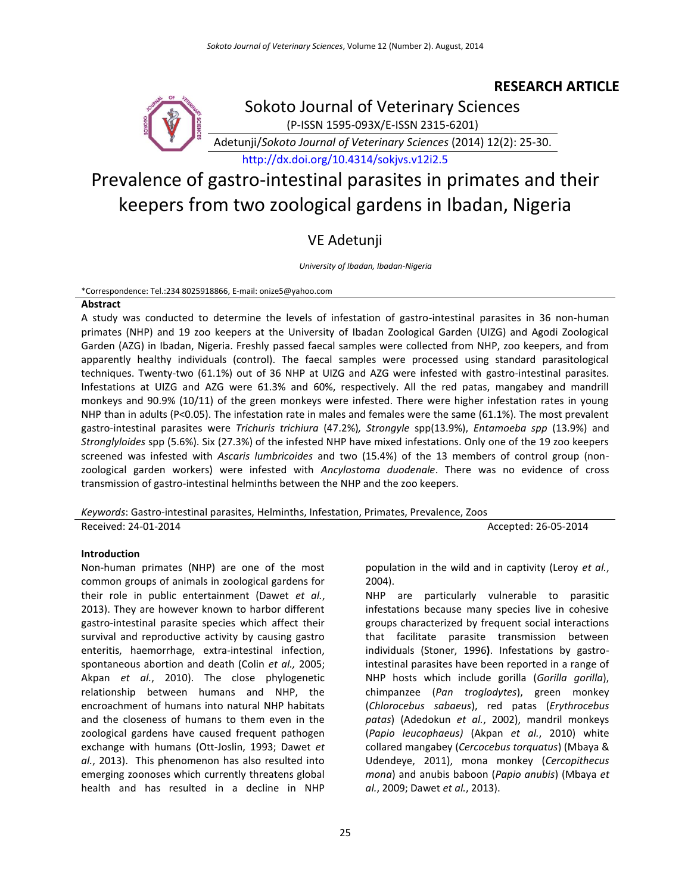**RESEARCH ARTICLE**

Sokoto Journal of Veterinary Sciences

(P-ISSN 1595-093X/E-ISSN 2315-6201)

Adetunji/*Sokoto Journal of Veterinary Sciences* (2014) 12(2): 25-30.

http://dx.doi.org/10.4314/sokjvs.v12i2.5

# Prevalence of gastro-intestinal parasites in primates and their keepers from two zoological gardens in Ibadan, Nigeria

## VE Adetunji

*University of Ibadan, Ibadan-Nigeria*

*Correspondence: Tel.:234 8025918866, E-mail: onize5@yahoo.com

### Abstract

A study was conducted to determine the levels of infestation of gastro-intestinal parasites in 36 non-human primates (NHP) and 19 zoo keepers at the University of Ibadan Zoological Garden (UIZG) and Agodi Zoological Garden (AZG) in Ibadan, Nigeria. Freshly passed faecal samples were collected from NHP, zoo keepers, and from apparently healthy individuals (control). The faecal samples were processed using standard parasitological techniques. Twenty-two (61.1%) out of 36 NHP at UIZG and AZG were infested with gastro-intestinal parasites. Infestations at UIZG and AZG were 61.3% and 60%, respectively. All the red patas, mangabey and mandrill monkeys and 90.9% (10/11) of the green monkeys were infested. There were higher infestation rates in young NHP than in adults (P<0.05). The infestation rate in males and females were the same (61.1%). The most prevalent gastro-intestinal parasites were *Trichuris trichiura* (47.2%), *Strongyle* spp(13.9%), *Entamoeba spp* (13.9%) and *Stronglyloides* spp (5.6%). Six (27.3%) of the infested NHP have mixed infestations. Only one of the 19 zoo keepers screened was infested with *Ascaris lumbricoides* and two (15.4%) of the 13 members of control group (non-zoological garden workers) were infested with *Ancylostoma duodenale*. There was no evidence of cross transmission of gastro-intestinal helminths between the NHP and the zoo keepers.

*Keywords*: Gastro-intestinal parasites, Helminths, Infestation, Primates, Prevalence, Zoos

Received: 24-01-2014 Accepted: 26-05-2014

### Introduction

Non-human primates (NHP) are one of the most common groups of animals in zoological gardens for their role in public entertainment (Dawet *et al.*, 2013). They are however known to harbor different gastro-intestinal parasite species which affect their survival and reproductive activity by causing gastro enteritis, haemorrhage, extra-intestinal infection, spontaneous abortion and death (Colin *et al.,* 2005; Akpan *et al.*, 2010). The close phylogenetic relationship between humans and NHP, the encroachment of humans into natural NHP habitats and the closeness of humans to them even in the zoological gardens have caused frequent pathogen exchange with humans (Ott-Joslin, 1993; Dawet *et al.*, 2013). This phenomenon has also resulted into emerging zoonoses which currently threatens global health and has resulted in a decline in NHP population in the wild and in captivity (Leroy *et al.*, 2004).

NHP are particularly vulnerable to parasitic infestations because many species live in cohesive groups characterized by frequent social interactions that facilitate parasite transmission between individuals (Stoner, 1996). Infestations by gastro-intestinal parasites have been reported in a range of NHP hosts which include gorilla (*Gorilla gorilla*), chimpanzee (*Pan troglodytes*), green monkey (*Chlorocebus sabaeus*), red patas (*Erythrocebus patas*) (Adedokun *et al.*, 2002), mandril monkeys (*Papio leucophaeus)* (Akpan *et al.*, 2010) white collared mangabey (*Cercocebus torquatus*) (Mbaya & Udendeye, 2011), mona monkey (*Cercopithecus mona*) and anubis baboon (*Papio anubis*) (Mbaya *et al.*, 2009; Dawet *et al.*, 2013).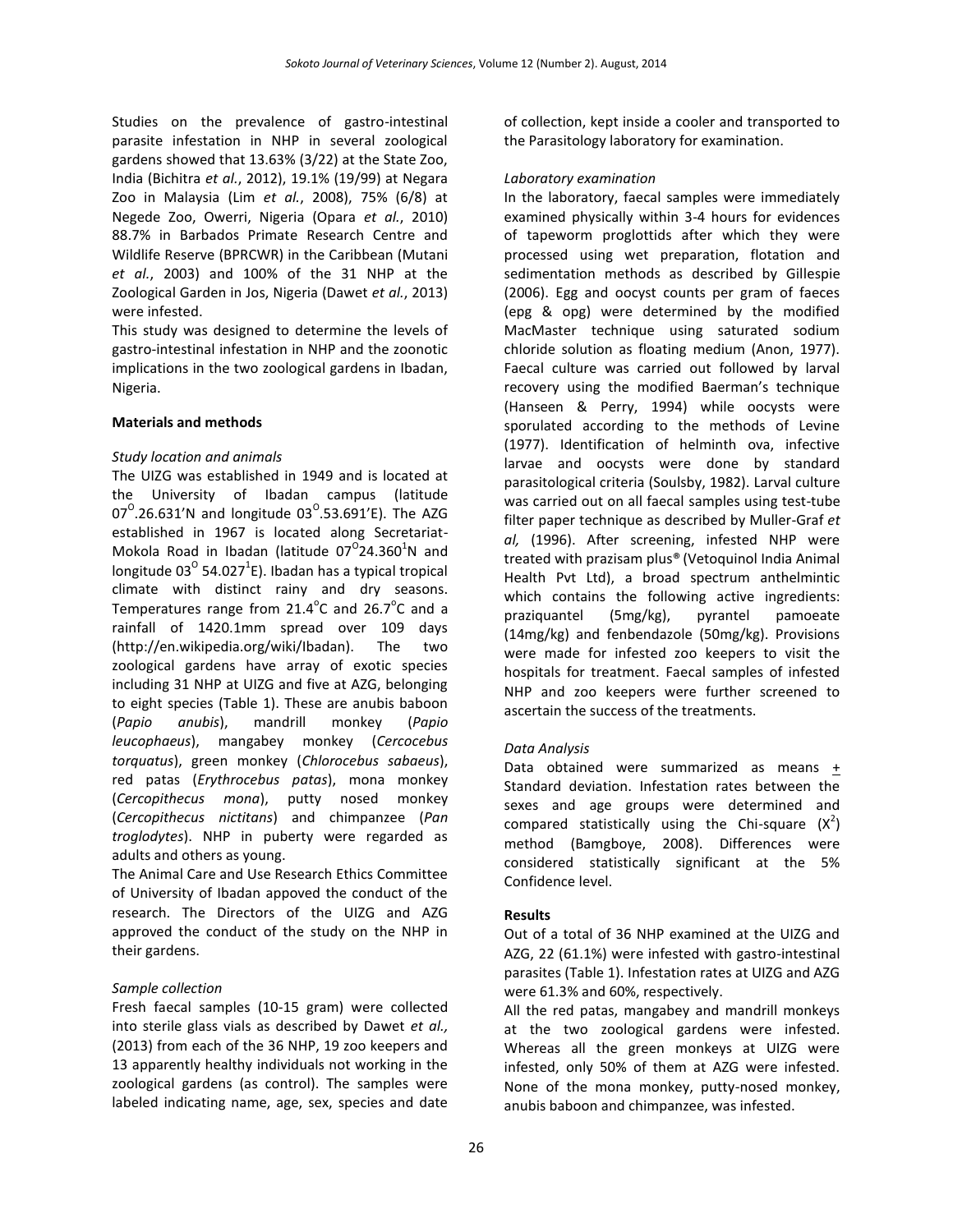Studies on the prevalence of gastro-intestinal parasite infestation in NHP in several zoological gardens showed that 13.63% (3/22) at the State Zoo, India (Bichitra *et al.*, 2012), 19.1% (19/99) at Negara Zoo in Malaysia (Lim *et al.*, 2008), 75% (6/8) at Negede Zoo, Owerri, Nigeria (Opara *et al.*, 2010) 88.7% in Barbados Primate Research Centre and Wildlife Reserve (BPRCWR) in the Caribbean (Mutani *et al.*, 2003) and 100% of the 31 NHP at the Zoological Garden in Jos, Nigeria (Dawet *et al.*, 2013) were infested.

This study was designed to determine the levels of gastro-intestinal infestation in NHP and the zoonotic implications in the two zoological gardens in Ibadan, Nigeria.

## Materials and methods

### *Study location and animals*

The UIZG was established in 1949 and is located at the University of Ibadan campus (latitude $07^{O}$.26.631'N and longitude $03^{O}$.53.691'E). The AZG established in 1967 is located along Secretariat-Mokola Road in Ibadan (latitude $07^{O}24.360^{1}$N and longitude $03^{O}$ $54.027^{1}$E). Ibadan has a typical tropical climate with distinct rainy and dry seasons. Temperatures range from 21.4°C and 26.7°C and a rainfall of 1420.1mm spread over 109 days (http://en.wikipedia.org/wiki/Ibadan). The two zoological gardens have array of exotic species including 31 NHP at UIZG and five at AZG, belonging to eight species (Table 1). These are anubis baboon (*Papio anubis*), mandrill monkey (*Papio leucophaeus*), mangabey monkey (*Cercocebus torquatus*), green monkey (*Chlorocebus sabaeus*), red patas (*Erythrocebus patas*), mona monkey (*Cercopithecus mona*), putty nosed monkey (*Cercopithecus nictitans*) and chimpanzee (*Pan troglodytes*). NHP in puberty were regarded as adults and others as young.

The Animal Care and Use Research Ethics Committee of University of Ibadan appoved the conduct of the research. The Directors of the UIZG and AZG approved the conduct of the study on the NHP in their gardens.

### *Sample collection*

Fresh faecal samples (10-15 gram) were collected into sterile glass vials as described by Dawet *et al.,* (2013) from each of the 36 NHP, 19 zoo keepers and 13 apparently healthy individuals not working in the zoological gardens (as control). The samples were labeled indicating name, age, sex, species and date of collection, kept inside a cooler and transported to the Parasitology laboratory for examination.

### *Laboratory examination*

In the laboratory, faecal samples were immediately examined physically within 3-4 hours for evidences of tapeworm proglottids after which they were processed using wet preparation, flotation and sedimentation methods as described by Gillespie (2006). Egg and oocyst counts per gram of faeces (epg & opg) were determined by the modified MacMaster technique using saturated sodium chloride solution as floating medium (Anon, 1977). Faecal culture was carried out followed by larval recovery using the modified Baerman's technique (Hanseen & Perry, 1994) while oocysts were sporulated according to the methods of Levine (1977). Identification of helminth ova, infective larvae and oocysts were done by standard parasitological criteria (Soulsby, 1982). Larval culture was carried out on all faecal samples using test-tube filter paper technique as described by Muller-Graf *et al,* (1996). After screening, infested NHP were treated with prazisam plus® (Vetoquinol India Animal Health Pvt Ltd), a broad spectrum anthelmintic which contains the following active ingredients: praziquantel (5mg/kg), pyrantel pamoeate (14mg/kg) and fenbendazole (50mg/kg). Provisions were made for infested zoo keepers to visit the hospitals for treatment. Faecal samples of infested NHP and zoo keepers were further screened to ascertain the success of the treatments.

### *Data Analysis*

Data obtained were summarized as means ± Standard deviation. Infestation rates between the sexes and age groups were determined and compared statistically using the Chi-square ($X^2$) method (Bamgboye, 2008). Differences were considered statistically significant at the 5% Confidence level.

## Results

Out of a total of 36 NHP examined at the UIZG and AZG, 22 (61.1%) were infested with gastro-intestinal parasites (Table 1). Infestation rates at UIZG and AZG were 61.3% and 60%, respectively.

All the red patas, mangabey and mandrill monkeys at the two zoological gardens were infested. Whereas all the green monkeys at UIZG were infested, only 50% of them at AZG were infested. None of the mona monkey, putty-nosed monkey, anubis baboon and chimpanzee, was infested.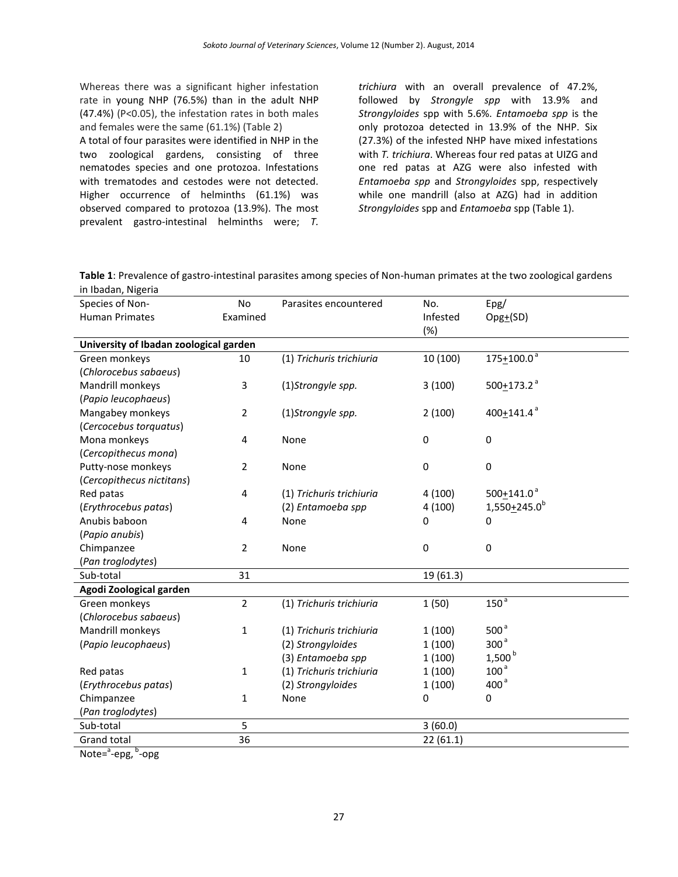Whereas there was a significant higher infestation rate in young NHP (76.5%) than in the adult NHP (47.4%) ($P<0.05$), the infestation rates in both males and females were the same (61.1%) (Table 2)

A total of four parasites were identified in NHP in the two zoological gardens, consisting of three nematodes species and one protozoa. Infestations with trematodes and cestodes were not detected. Higher occurrence of helminths (61.1%) was observed compared to protozoa (13.9%). The most prevalent gastro-intestinal helminths were; *T. trichiura* with an overall prevalence of 47.2%, followed by *Strongyle spp* with 13.9% and *Strongyloides* spp with 5.6%. *Entamoeba spp* is the only protozoa detected in 13.9% of the NHP. Six (27.3%) of the infested NHP have mixed infestations with *T. trichiura*. Whereas four red patas at UIZG and one red patas at AZG were also infested with *Entamoeba spp* and *Strongyloides* spp, respectively while one mandrill (also at AZG) had in addition *Strongyloides* spp and *Entamoeba* spp (Table 1).

**Table 1**: Prevalence of gastro-intestinal parasites among species of Non-human primates at the two zoological gardens in Ibadan, Nigeria

| Species of Non-Human Primates | No Examined | Parasites encountered | No. Infested (%) | Epg/ Opg±(SD) |
|---|---|---|---|---|
| **University of Ibadan zoological garden** | | | | |
| Green monkeys (*Chlorocebus sabaeus*) | 10 | (1) *Trichuris trichiuria* | 10 (100) | 175±100.0[a] |
| Mandrill monkeys (*Papio leucophaeus*) | 3 | (1)*Strongyle spp.* | 3 (100) | 500±173.2[a] |
| Mangabey monkeys (*Cercocebus torquatus*) | 2 | (1)*Strongyle spp.* | 2 (100) | 400±141.4[a] |
| Mona monkeys (*Cercopithecus mona*) | 4 | None | 0 | 0 |
| Putty-nose monkeys (*Cercopithecus nictitans*) | 2 | None | 0 | 0 |
| Red patas (*Erythrocebus patas*) | 4 | (1) *Trichuris trichiuria* | 4 (100) | 500±141.0[a] |
| | | (2) *Entamoeba spp* | 4 (100) | 1,550±245.0[b] |
| Anubis baboon (*Papio anubis*) | 4 | None | 0 | 0 |
| Chimpanzee (*Pan troglodytes*) | 2 | None | 0 | 0 |
| Sub-total | 31 | | 19 (61.3) | |
| **Agodi Zoological garden** | | | | |
| Green monkeys (*Chlorocebus sabaeus*) | 2 | (1) *Trichuris trichiuria* | 1 (50) | 150[a] |
| Mandrill monkeys (*Papio leucophaeus*) | 1 | (1) *Trichuris trichiuria* | 1 (100) | 500[a] |
| | | (2) *Strongyloides* | 1 (100) | 300[a] |
| | | (3) *Entamoeba spp* | 1 (100) | 1,500[b] |
| Red patas (*Erythrocebus patas*) | 1 | (1) *Trichuris trichiuria* | 1 (100) | 100[a] |
| | | (2) *Strongyloides* | 1 (100) | 400[a] |
| Chimpanzee (*Pan troglodytes*) | 1 | None | 0 | 0 |
| Sub-total | 5 | | 3 (60.0) | |
| Grand total | 36 | | 22 (61.1) | |

Note=[a]-epg, [b]-opg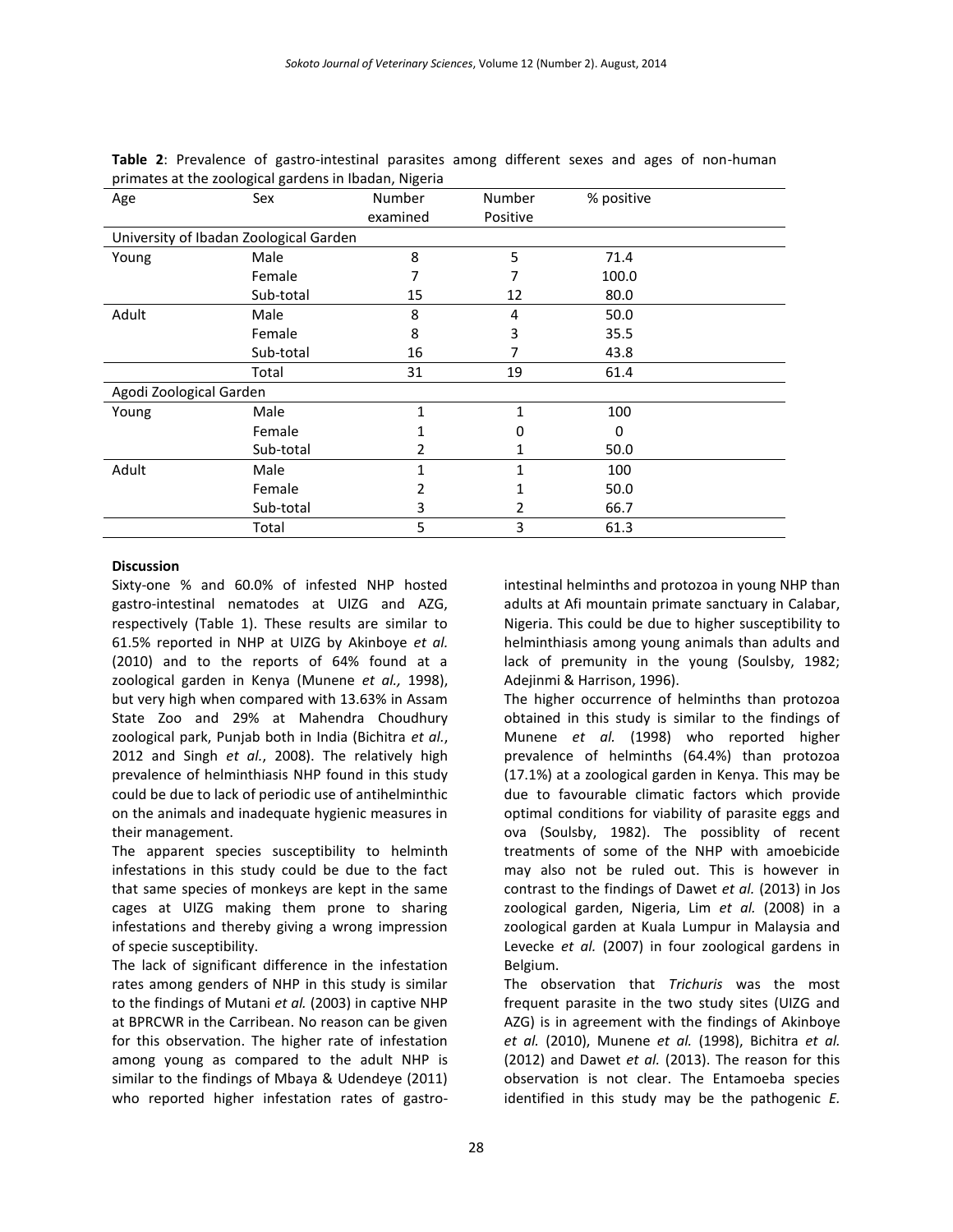**Table 2**: Prevalence of gastro-intestinal parasites among different sexes and ages of non-human primates at the zoological gardens in Ibadan, Nigeria

| Age | Sex | Number examined | Number Positive | % positive |
|---|---|---|---|---|
| University of Ibadan Zoological Garden | | | | |
| Young | Male | 8 | 5 | 71.4 |
| | Female | 7 | 7 | 100.0 |
| | Sub-total | 15 | 12 | 80.0 |
| Adult | Male | 8 | 4 | 50.0 |
| | Female | 8 | 3 | 35.5 |
| | Sub-total | 16 | 7 | 43.8 |
| | Total | 31 | 19 | 61.4 |
| Agodi Zoological Garden | | | | |
| Young | Male | 1 | 1 | 100 |
| | Female | 1 | 0 | 0 |
| | Sub-total | 2 | 1 | 50.0 |
| Adult | Male | 1 | 1 | 100 |
| | Female | 2 | 1 | 50.0 |
| | Sub-total | 3 | 2 | 66.7 |
| | Total | 5 | 3 | 61.3 |

**Discussion**

Sixty-one % and 60.0% of infested NHP hosted gastro-intestinal nematodes at UIZG and AZG, respectively (Table 1). These results are similar to 61.5% reported in NHP at UIZG by Akinboye *et al.* (2010) and to the reports of 64% found at a zoological garden in Kenya (Munene *et al.,* 1998), but very high when compared with 13.63% in Assam State Zoo and 29% at Mahendra Choudhury zoological park, Punjab both in India (Bichitra *et al.*, 2012 and Singh *et al.*, 2008). The relatively high prevalence of helminthiasis NHP found in this study could be due to lack of periodic use of antihelminthic on the animals and inadequate hygienic measures in their management.

The apparent species susceptibility to helminth infestations in this study could be due to the fact that same species of monkeys are kept in the same cages at UIZG making them prone to sharing infestations and thereby giving a wrong impression of specie susceptibility.

The lack of significant difference in the infestation rates among genders of NHP in this study is similar to the findings of Mutani *et al.* (2003) in captive NHP at BPRCWR in the Carribean. No reason can be given for this observation. The higher rate of infestation among young as compared to the adult NHP is similar to the findings of Mbaya & Udendeye (2011) who reported higher infestation rates of gastro-intestinal helminths and protozoa in young NHP than adults at Afi mountain primate sanctuary in Calabar, Nigeria. This could be due to higher susceptibility to helminthiasis among young animals than adults and lack of premunity in the young (Soulsby, 1982; Adejinmi & Harrison, 1996).

The higher occurrence of helminths than protozoa obtained in this study is similar to the findings of Munene *et al.* (1998) who reported higher prevalence of helminths (64.4%) than protozoa (17.1%) at a zoological garden in Kenya. This may be due to favourable climatic factors which provide optimal conditions for viability of parasite eggs and ova (Soulsby, 1982). The possiblity of recent treatments of some of the NHP with amoebicide may also not be ruled out. This is however in contrast to the findings of Dawet *et al.* (2013) in Jos zoological garden, Nigeria, Lim *et al.* (2008) in a zoological garden at Kuala Lumpur in Malaysia and Levecke *et al.* (2007) in four zoological gardens in Belgium.

The observation that *Trichuris* was the most frequent parasite in the two study sites (UIZG and AZG) is in agreement with the findings of Akinboye *et al.* (2010), Munene *et al.* (1998), Bichitra *et al.* (2012) and Dawet *et al.* (2013). The reason for this observation is not clear. The Entamoeba species identified in this study may be the pathogenic *E.*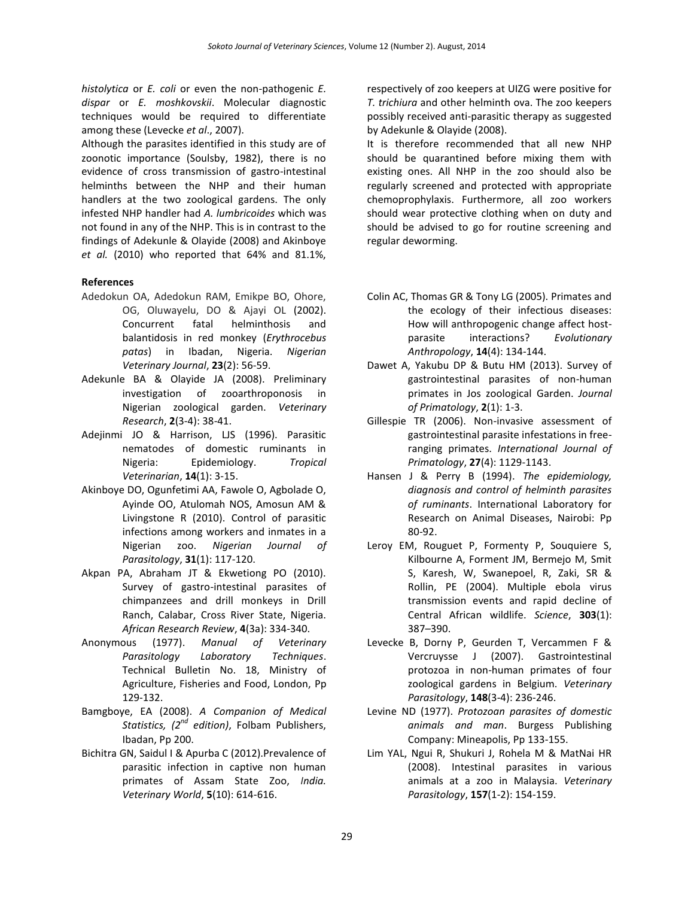*histolytica* or *E. coli* or even the non-pathogenic *E. dispar* or *E. moshkovskii*. Molecular diagnostic techniques would be required to differentiate among these (Levecke *et al*., 2007).

Although the parasites identified in this study are of zoonotic importance (Soulsby, 1982), there is no evidence of cross transmission of gastro-intestinal helminths between the NHP and their human handlers at the two zoological gardens. The only infested NHP handler had *A. lumbricoides* which was not found in any of the NHP. This is in contrast to the findings of Adekunle & Olayide (2008) and Akinboye *et al.* (2010) who reported that 64% and 81.1%, respectively of zoo keepers at UIZG were positive for *T. trichiura* and other helminth ova. The zoo keepers possibly received anti-parasitic therapy as suggested by Adekunle & Olayide (2008).

It is therefore recommended that all new NHP should be quarantined before mixing them with existing ones. All NHP in the zoo should also be regularly screened and protected with appropriate chemoprophylaxis. Furthermore, all zoo workers should wear protective clothing when on duty and should be advised to go for routine screening and regular deworming.

## References

Adedokun OA, Adedokun RAM, Emikpe BO, Ohore, OG, Oluwayelu, DO & Ajayi OL (2002). Concurrent fatal helminthosis and balantidosis in red monkey (*Erythrocebus patas*) in Ibadan, Nigeria. *Nigerian Veterinary Journal*, **23**(2): 56-59.

Adekunle BA & Olayide JA (2008). Preliminary investigation of zooarthroponosis in Nigerian zoological garden. *Veterinary Research*, **2**(3-4): 38-41.

Adejinmi JO & Harrison, LJS (1996). Parasitic nematodes of domestic ruminants in Nigeria: Epidemiology. *Tropical Veterinarian*, **14**(1): 3-15.

Akinboye DO, Ogunfetimi AA, Fawole O, Agbolade O, Ayinde OO, Atulomah NOS, Amosun AM & Livingstone R (2010). Control of parasitic infections among workers and inmates in a Nigerian zoo. *Nigerian Journal of Parasitology*, **31**(1): 117-120.

Akpan PA, Abraham JT & Ekwetiong PO (2010). Survey of gastro-intestinal parasites of chimpanzees and drill monkeys in Drill Ranch, Calabar, Cross River State, Nigeria. *African Research Review*, **4**(3a): 334-340.

Anonymous (1977). *Manual of Veterinary Parasitology Laboratory Techniques*. Technical Bulletin No. 18, Ministry of Agriculture, Fisheries and Food, London, Pp 129-132.

Bamgboye, EA (2008). *A Companion of Medical Statistics, (2nd edition)*, Folbam Publishers, Ibadan, Pp 200.

Bichitra GN, Saidul I & Apurba C (2012).Prevalence of parasitic infection in captive non human primates of Assam State Zoo, *India. Veterinary World*, **5**(10): 614-616.

Colin AC, Thomas GR & Tony LG (2005). Primates and the ecology of their infectious diseases: How will anthropogenic change affect host-parasite interactions? *Evolutionary Anthropology*, **14**(4): 134-144.

Dawet A, Yakubu DP & Butu HM (2013). Survey of gastrointestinal parasites of non-human primates in Jos zoological Garden. *Journal of Primatology*, **2**(1): 1-3.

Gillespie TR (2006). Non-invasive assessment of gastrointestinal parasite infestations in free-ranging primates. *International Journal of Primatology*, **27**(4): 1129-1143.

Hansen J & Perry B (1994). *The epidemiology, diagnosis and control of helminth parasites of ruminants*. International Laboratory for Research on Animal Diseases, Nairobi: Pp 80-92.

Leroy EM, Rouguet P, Formenty P, Souquiere S, Kilbourne A, Forment JM, Bermejo M, Smit S, Karesh, W, Swanepoel, R, Zaki, SR & Rollin, PE (2004). Multiple ebola virus transmission events and rapid decline of Central African wildlife. *Science*, **303**(1): 387–390.

Levecke B, Dorny P, Geurden T, Vercammen F & Vercruysse J (2007). Gastrointestinal protozoa in non-human primates of four zoological gardens in Belgium. *Veterinary Parasitology*, **148**(3-4): 236-246.

Levine ND (1977). *Protozoan parasites of domestic animals and man*. Burgess Publishing Company: Mineapolis, Pp 133-155.

Lim YAL, Ngui R, Shukuri J, Rohela M & MatNai HR (2008). Intestinal parasites in various animals at a zoo in Malaysia. *Veterinary Parasitology*, **157**(1-2): 154-159.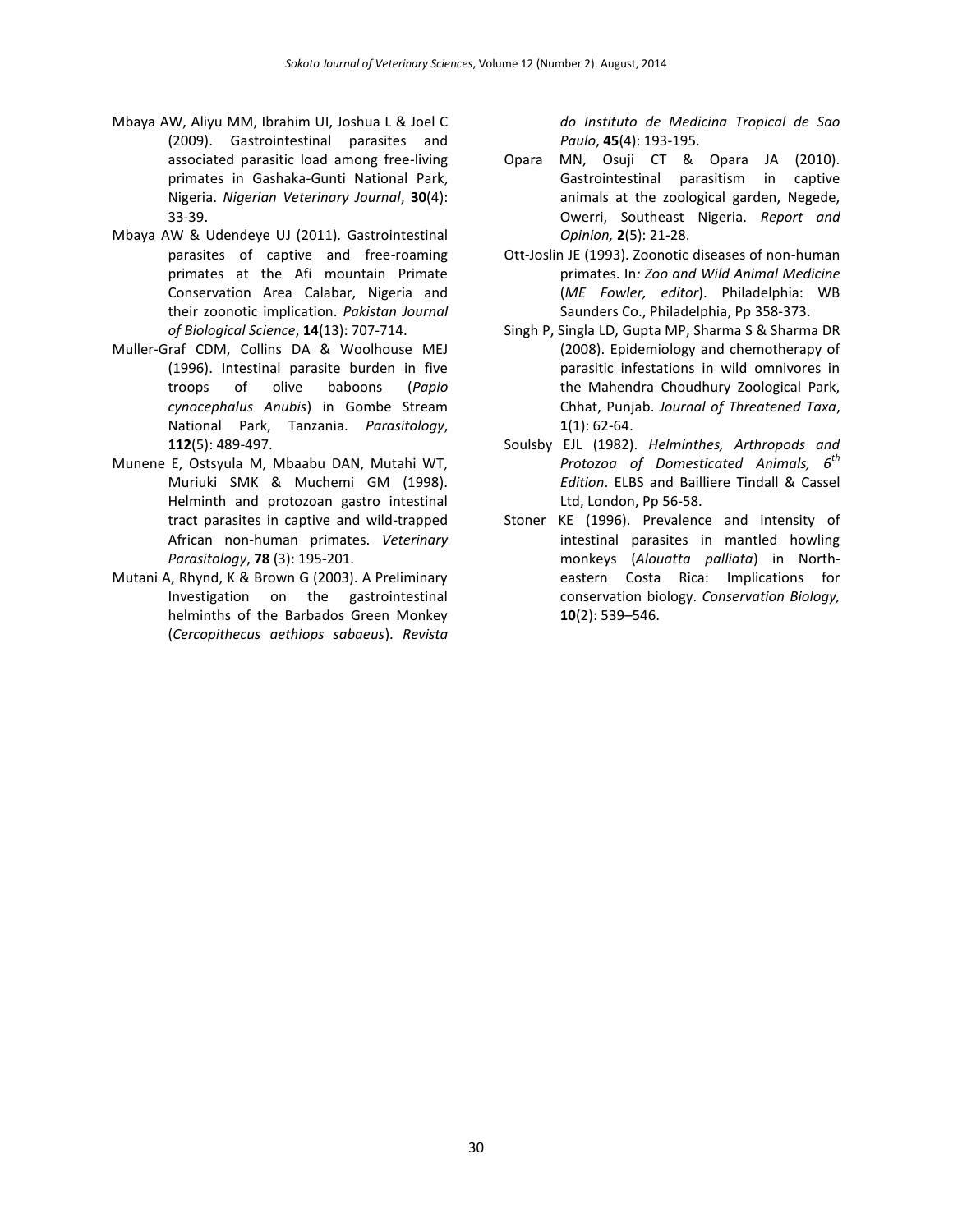Mbaya AW, Aliyu MM, Ibrahim UI, Joshua L & Joel C (2009). Gastrointestinal parasites and associated parasitic load among free-living primates in Gashaka-Gunti National Park, Nigeria. *Nigerian Veterinary Journal*, **30**(4): 33-39.

Mbaya AW & Udendeye UJ (2011). Gastrointestinal parasites of captive and free-roaming primates at the Afi mountain Primate Conservation Area Calabar, Nigeria and their zoonotic implication. *Pakistan Journal of Biological Science*, **14**(13): 707-714.

Muller-Graf CDM, Collins DA & Woolhouse MEJ (1996). Intestinal parasite burden in five troops of olive baboons (*Papio cynocephalus Anubis*) in Gombe Stream National Park, Tanzania. *Parasitology*, **112**(5): 489-497.

Munene E, Ostsyula M, Mbaabu DAN, Mutahi WT, Muriuki SMK & Muchemi GM (1998). Helminth and protozoan gastro intestinal tract parasites in captive and wild-trapped African non-human primates. *Veterinary Parasitology*, **78** (3): 195-201.

Mutani A, Rhynd, K & Brown G (2003). A Preliminary Investigation on the gastrointestinal helminths of the Barbados Green Monkey (*Cercopithecus aethiops sabaeus*). *Revista do Instituto de Medicina Tropical de Sao Paulo*, **45**(4): 193-195.

Opara MN, Osuji CT & Opara JA (2010). Gastrointestinal parasitism in captive animals at the zoological garden, Negede, Owerri, Southeast Nigeria. *Report and Opinion,* **2**(5): 21-28.

Ott-Joslin JE (1993). Zoonotic diseases of non-human primates. In*: Zoo and Wild Animal Medicine* (*ME Fowler, editor*). Philadelphia: WB Saunders Co., Philadelphia, Pp 358-373.

Singh P, Singla LD, Gupta MP, Sharma S & Sharma DR (2008). Epidemiology and chemotherapy of parasitic infestations in wild omnivores in the Mahendra Choudhury Zoological Park, Chhat, Punjab. *Journal of Threatened Taxa*, **1**(1): 62-64.

Soulsby EJL (1982). *Helminthes, Arthropods and Protozoa of Domesticated Animals, 6th Edition*. ELBS and Bailliere Tindall & Cassel Ltd, London, Pp 56-58.

Stoner KE (1996). Prevalence and intensity of intestinal parasites in mantled howling monkeys (*Alouatta palliata*) in North-eastern Costa Rica: Implications for conservation biology. *Conservation Biology,* **10**(2): 539–546.